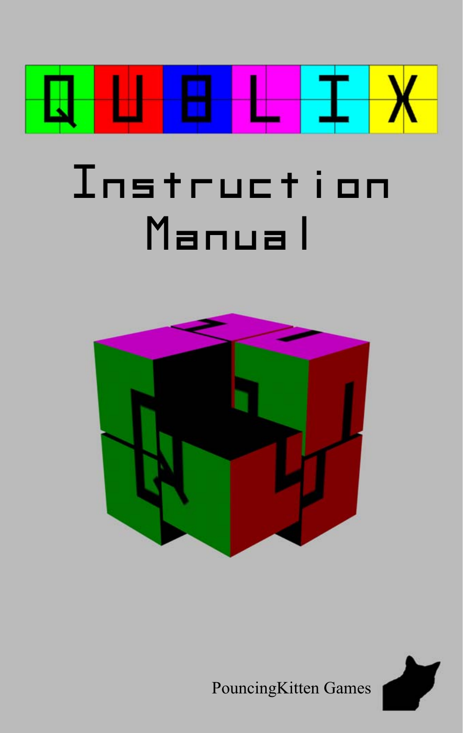# QUBLIX

# Instruction Manual

PouncingKitten Games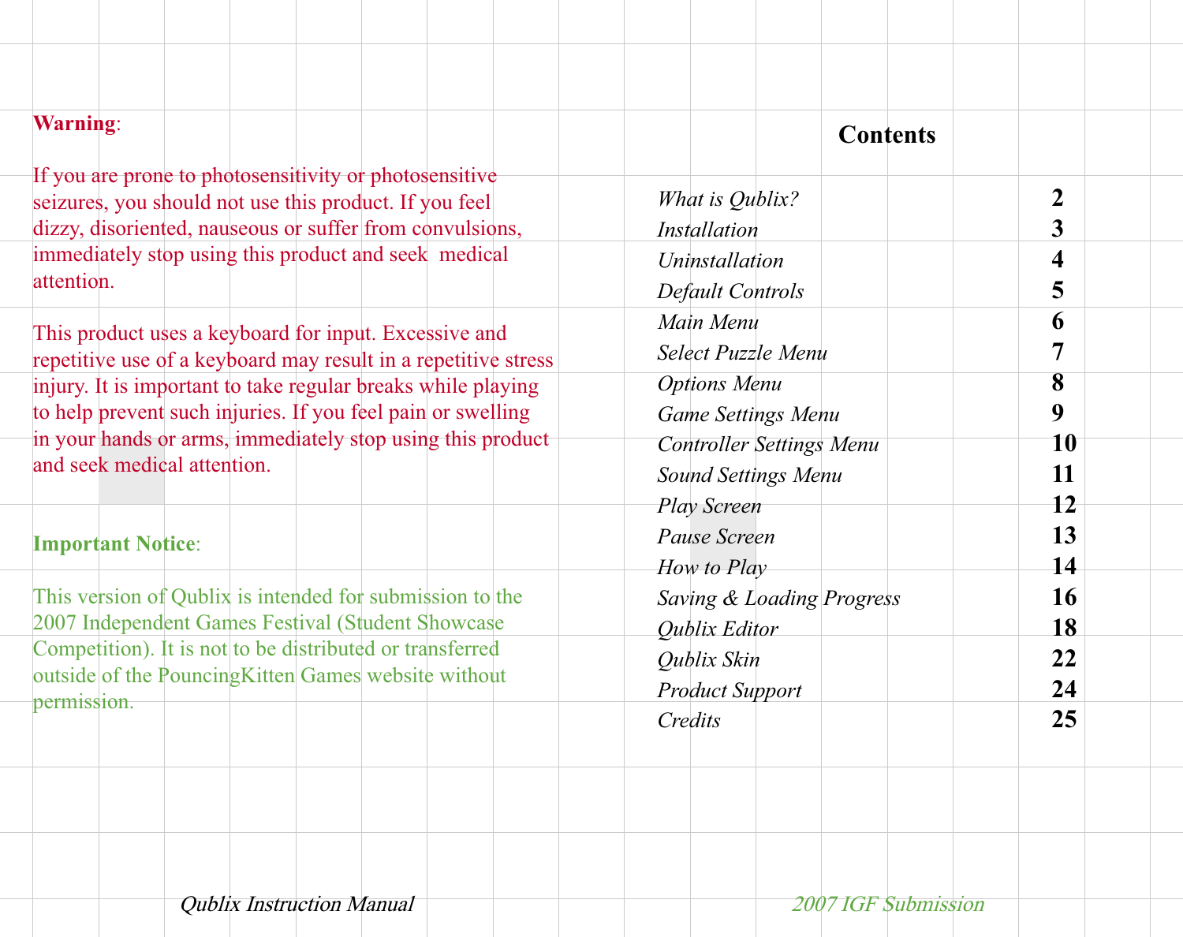**Warning**:

If you are prone to photosensitivity or photosensitive seizures, you should not use this product. If you feel dizzy, disoriented, nauseous or suffer from convulsions, immediately stop using this product and seek medical attention.

This product uses a keyboard for input. Excessive and repetitive use of a keyboard may result in a repetitive stress injury. It is important to take regular breaks while playing to help prevent such injuries. If you feel pain or swelling in your hands or arms, immediately stop using this product and seek medical attention.

**Important Notice**:

This version of Qublix is intended for submission to the 2007 Independent Games Festival (Student Showcase Competition). It is not to be distributed or transferred outside of the PouncingKitten Games website without permission.

## Contents

| | |
|---|---|
| *What is Qublix?* | **2** |
| *Installation* | **3** |
| *Uninstallation* | **4** |
| *Default Controls* | **5** |
| *Main Menu* | **6** |
| *Select Puzzle Menu* | **7** |
| *Options Menu* | **8** |
| *Game Settings Menu* | **9** |
| *Controller Settings Menu* | **10** |
| *Sound Settings Menu* | **11** |
| *Play Screen* | **12** |
| *Pause Screen* | **13** |
| *How to Play* | **14** |
| *Saving & Loading Progress* | **16** |
| *Qublix Editor* | **18** |
| *Qublix Skin* | **22** |
| *Product Support* | **24** |
| *Credits* | **25** |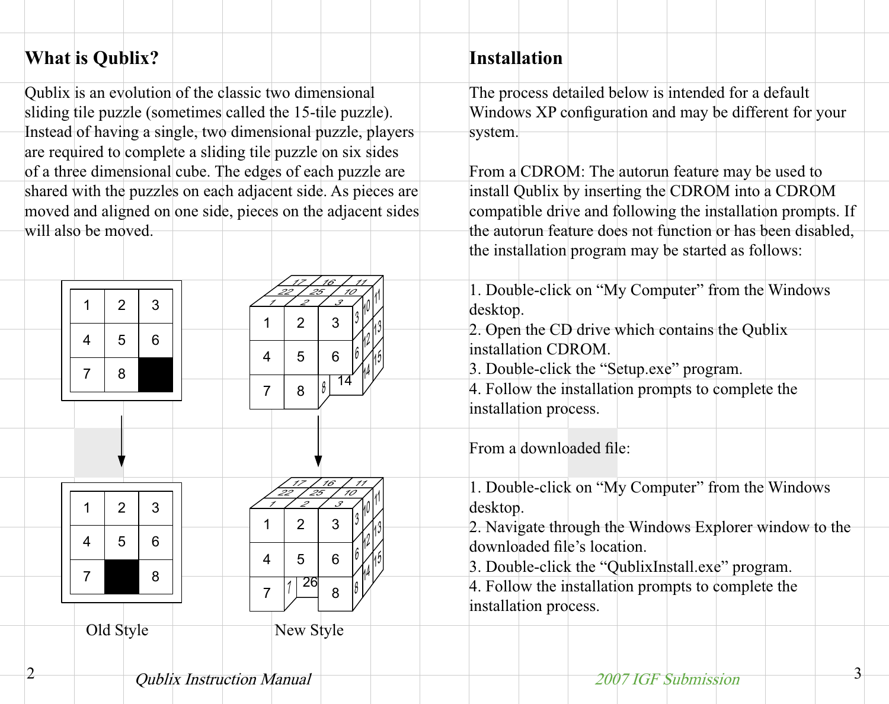## What is Qublix?

Qublix is an evolution of the classic two dimensional sliding tile puzzle (sometimes called the 15-tile puzzle). Instead of having a single, two dimensional puzzle, players are required to complete a sliding tile puzzle on six sides of a three dimensional cube. The edges of each puzzle are shared with the puzzles on each adjacent side. As pieces are moved and aligned on one side, pieces on the adjacent sides will also be moved.

Old Style

New Style

## Installation

The process detailed below is intended for a default Windows XP configuration and may be different for your system.

From a CDROM: The autorun feature may be used to install Qublix by inserting the CDROM into a CDROM compatible drive and following the installation prompts. If the autorun feature does not function or has been disabled, the installation program may be started as follows:

1. Double-click on “My Computer” from the Windows desktop.
2. Open the CD drive which contains the Qublix installation CDROM.
3. Double-click the “Setup.exe” program.
4. Follow the installation prompts to complete the installation process.

From a downloaded file:

1. Double-click on “My Computer” from the Windows desktop.
2. Navigate through the Windows Explorer window to the downloaded file’s location.
3. Double-click the “QublixInstall.exe” program.
4. Follow the installation prompts to complete the installation process.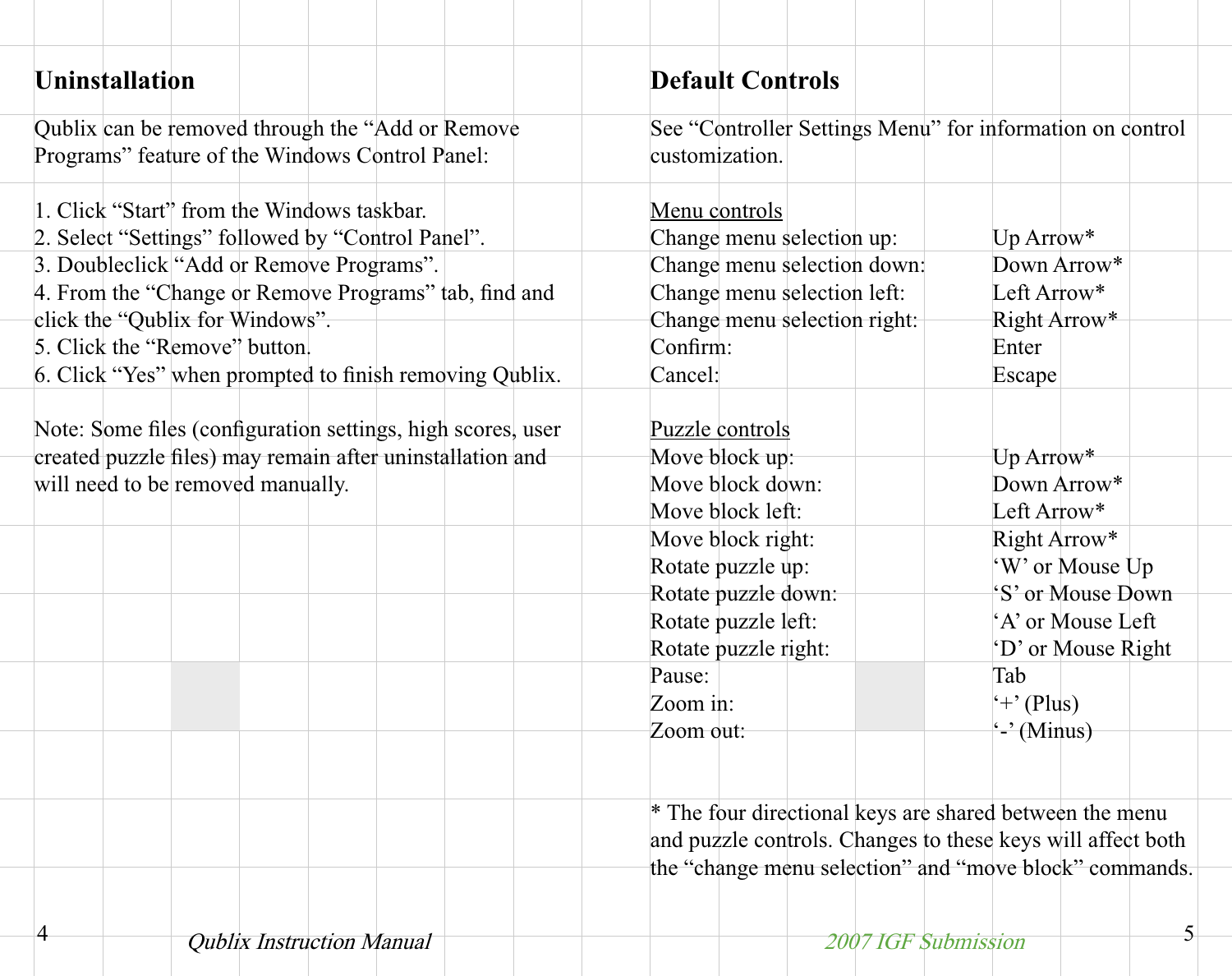## Uninstallation

Qublix can be removed through the "Add or Remove Programs" feature of the Windows Control Panel:

1. Click "Start" from the Windows taskbar.
2. Select "Settings" followed by "Control Panel".
3. Doubleclick "Add or Remove Programs".
4. From the "Change or Remove Programs" tab, find and click the "Qublix for Windows".
5. Click the "Remove" button.
6. Click "Yes" when prompted to finish removing Qublix.

Note: Some files (configuration settings, high scores, user created puzzle files) may remain after uninstallation and will need to be removed manually.

## Default Controls

See "Controller Settings Menu" for information on control customization.

<u>Menu controls</u>

| | |
|---|---|
| Change menu selection up: | Up Arrow* |
| Change menu selection down: | Down Arrow* |
| Change menu selection left: | Left Arrow* |
| Change menu selection right: | Right Arrow* |
| Confirm: | Enter |
| Cancel: | Escape |

<u>Puzzle controls</u>

| | |
|---|---|
| Move block up: | Up Arrow* |
| Move block down: | Down Arrow* |
| Move block left: | Left Arrow* |
| Move block right: | Right Arrow* |
| Rotate puzzle up: | 'W' or Mouse Up |
| Rotate puzzle down: | 'S' or Mouse Down |
| Rotate puzzle left: | 'A' or Mouse Left |
| Rotate puzzle right: | 'D' or Mouse Right |
| Pause: | Tab |
| Zoom in: | '+' (Plus) |
| Zoom out: | '-' (Minus) |

* The four directional keys are shared between the menu and puzzle controls. Changes to these keys will affect both the "change menu selection" and "move block" commands.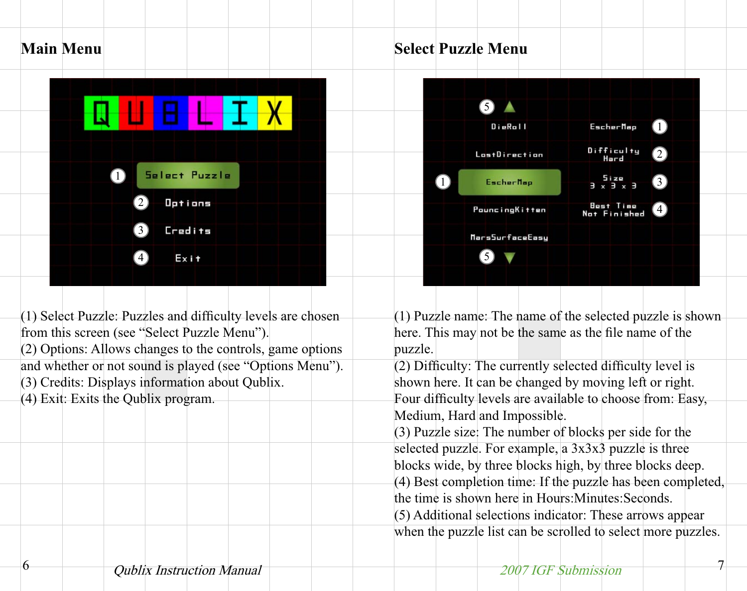## Main Menu

(1) Select Puzzle: Puzzles and difficulty levels are chosen from this screen (see "Select Puzzle Menu").
(2) Options: Allows changes to the controls, game options and whether or not sound is played (see "Options Menu").
(3) Credits: Displays information about Qublix.
(4) Exit: Exits the Qublix program.

## Select Puzzle Menu

(1) Puzzle name: The name of the selected puzzle is shown here. This may not be the same as the file name of the puzzle.
(2) Difficulty: The currently selected difficulty level is shown here. It can be changed by moving left or right. Four difficulty levels are available to choose from: Easy, Medium, Hard and Impossible.
(3) Puzzle size: The number of blocks per side for the selected puzzle. For example, a 3x3x3 puzzle is three blocks wide, by three blocks high, by three blocks deep.
(4) Best completion time: If the puzzle has been completed, the time is shown here in Hours:Minutes:Seconds.
(5) Additional selections indicator: These arrows appear when the puzzle list can be scrolled to select more puzzles.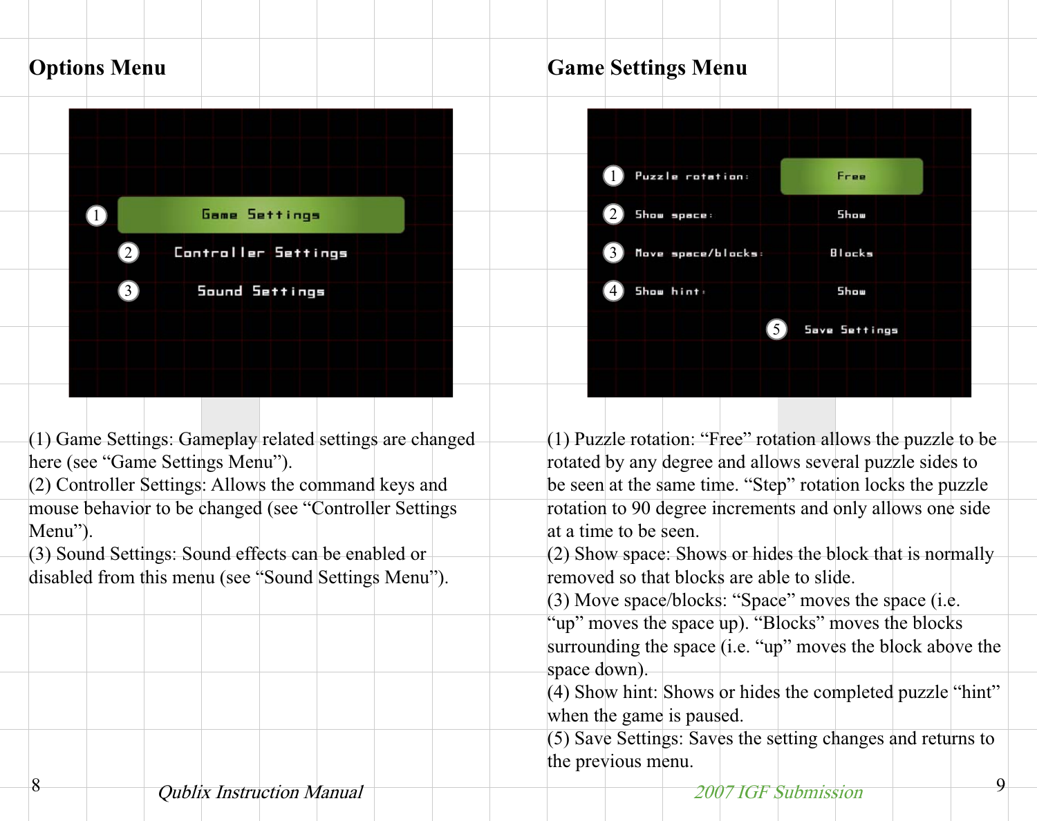## Options Menu

(1) Game Settings: Gameplay related settings are changed here (see "Game Settings Menu").
(2) Controller Settings: Allows the command keys and mouse behavior to be changed (see "Controller Settings Menu").
(3) Sound Settings: Sound effects can be enabled or disabled from this menu (see "Sound Settings Menu").

## Game Settings Menu

(1) Puzzle rotation: "Free" rotation allows the puzzle to be rotated by any degree and allows several puzzle sides to be seen at the same time. "Step" rotation locks the puzzle rotation to 90 degree increments and only allows one side at a time to be seen.
(2) Show space: Shows or hides the block that is normally removed so that blocks are able to slide.
(3) Move space/blocks: "Space" moves the space (i.e. "up" moves the space up). "Blocks" moves the blocks surrounding the space (i.e. "up" moves the block above the space down).
(4) Show hint: Shows or hides the completed puzzle "hint" when the game is paused.
(5) Save Settings: Saves the setting changes and returns to the previous menu.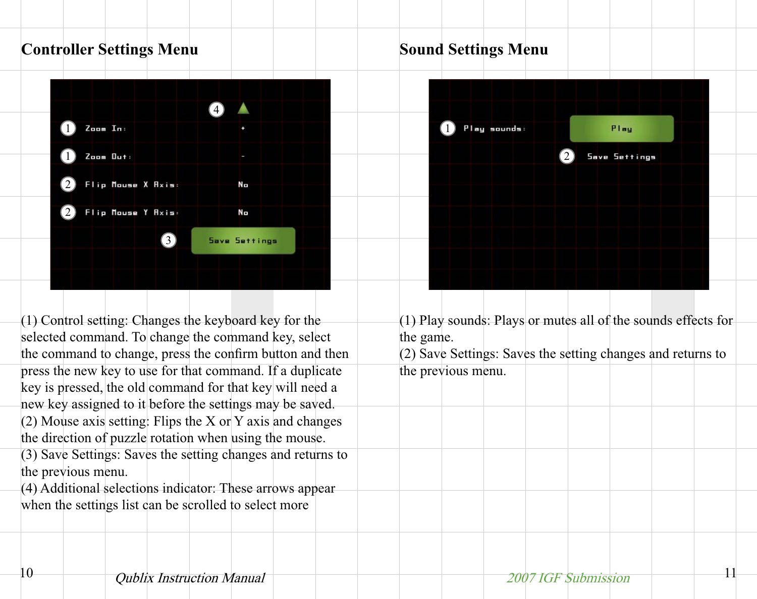## Controller Settings Menu

(1) Control setting: Changes the keyboard key for the selected command. To change the command key, select the command to change, press the confirm button and then press the new key to use for that command. If a duplicate key is pressed, the old command for that key will need a new key assigned to it before the settings may be saved.
(2) Mouse axis setting: Flips the X or Y axis and changes the direction of puzzle rotation when using the mouse.
(3) Save Settings: Saves the setting changes and returns to the previous menu.
(4) Additional selections indicator: These arrows appear when the settings list can be scrolled to select more

## Sound Settings Menu

(1) Play sounds: Plays or mutes all of the sounds effects for the game.
(2) Save Settings: Saves the setting changes and returns to the previous menu.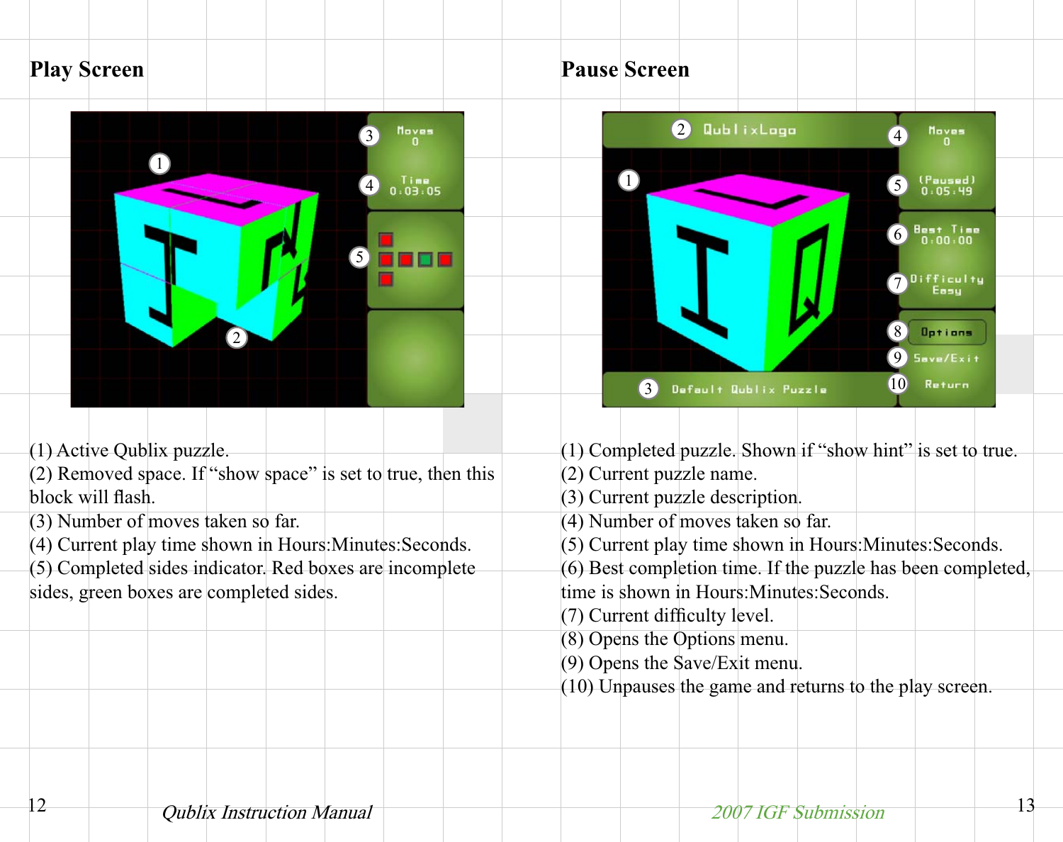## Play Screen

(1) Active Qublix puzzle.
(2) Removed space. If "show space" is set to true, then this block will flash.
(3) Number of moves taken so far.
(4) Current play time shown in Hours:Minutes:Seconds.
(5) Completed sides indicator. Red boxes are incomplete sides, green boxes are completed sides.

## Pause Screen

(1) Completed puzzle. Shown if "show hint" is set to true.
(2) Current puzzle name.
(3) Current puzzle description.
(4) Number of moves taken so far.
(5) Current play time shown in Hours:Minutes:Seconds.
(6) Best completion time. If the puzzle has been completed, time is shown in Hours:Minutes:Seconds.
(7) Current difficulty level.
(8) Opens the Options menu.
(9) Opens the Save/Exit menu.
(10) Unpauses the game and returns to the play screen.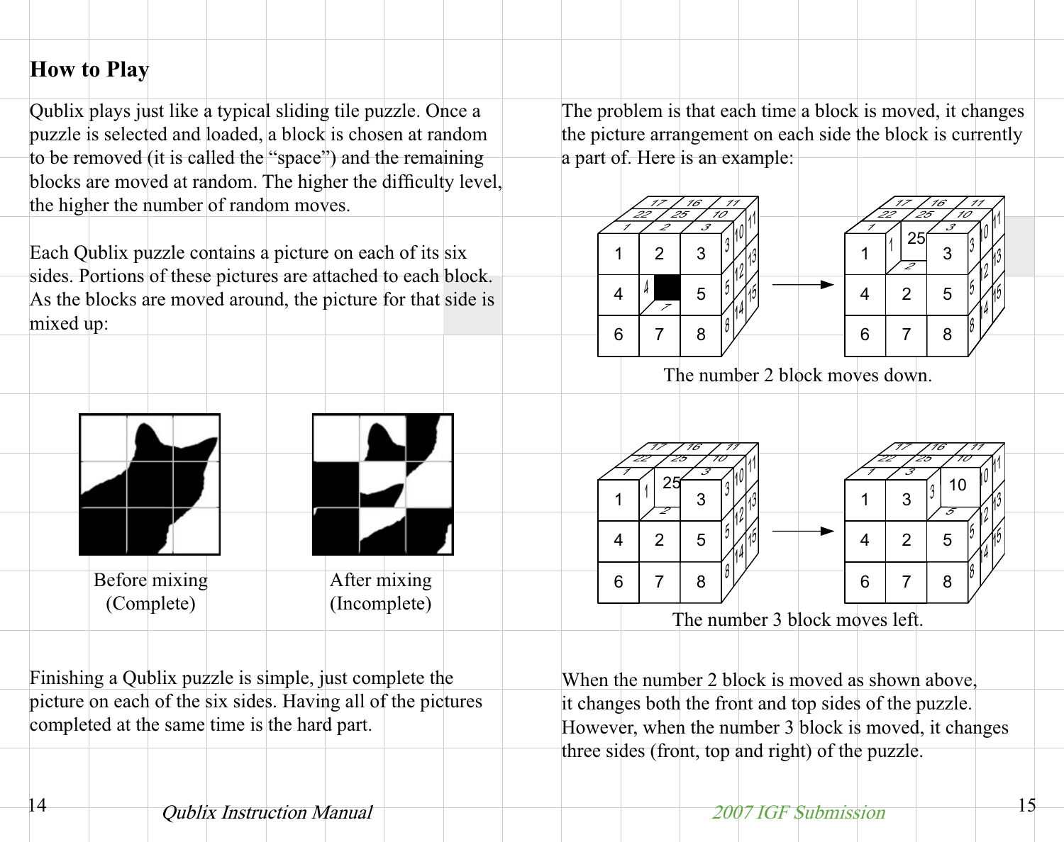## How to Play

Qublix plays just like a typical sliding tile puzzle. Once a puzzle is selected and loaded, a block is chosen at random to be removed (it is called the “space”) and the remaining blocks are moved at random. The higher the difficulty level, the higher the number of random moves.

Each Qublix puzzle contains a picture on each of its six sides. Portions of these pictures are attached to each block. As the blocks are moved around, the picture for that side is mixed up:

Before mixing
(Complete)

After mixing
(Incomplete)

Finishing a Qublix puzzle is simple, just complete the picture on each of the six sides. Having all of the pictures completed at the same time is the hard part.

The problem is that each time a block is moved, it changes the picture arrangement on each side the block is currently a part of. Here is an example:

The number 2 block moves down.

The number 3 block moves left.

When the number 2 block is moved as shown above, it changes both the front and top sides of the puzzle. However, when the number 3 block is moved, it changes three sides (front, top and right) of the puzzle.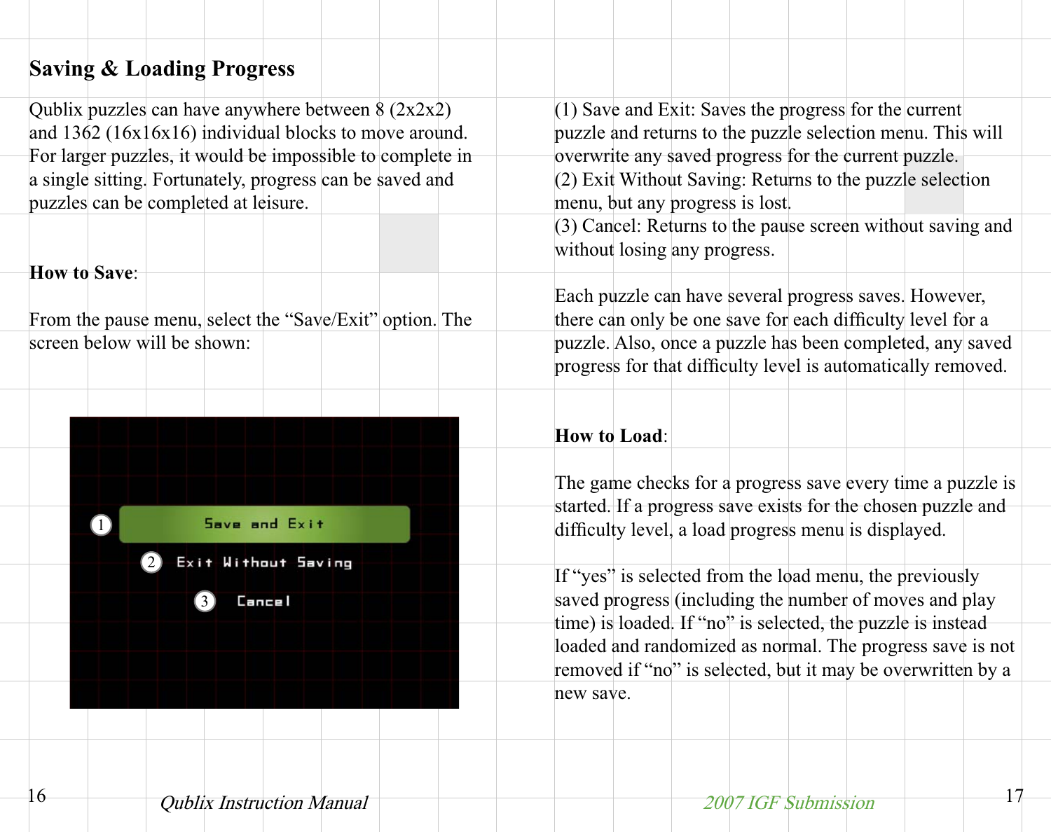## Saving & Loading Progress

Qublix puzzles can have anywhere between 8 (2x2x2) and 1362 (16x16x16) individual blocks to move around. For larger puzzles, it would be impossible to complete in a single sitting. Fortunately, progress can be saved and puzzles can be completed at leisure.

**How to Save**:

From the pause menu, select the “Save/Exit” option. The screen below will be shown:

(1) Save and Exit: Saves the progress for the current puzzle and returns to the puzzle selection menu. This will overwrite any saved progress for the current puzzle.
(2) Exit Without Saving: Returns to the puzzle selection menu, but any progress is lost.
(3) Cancel: Returns to the pause screen without saving and without losing any progress.

Each puzzle can have several progress saves. However, there can only be one save for each difficulty level for a puzzle. Also, once a puzzle has been completed, any saved progress for that difficulty level is automatically removed.

**How to Load**:

The game checks for a progress save every time a puzzle is started. If a progress save exists for the chosen puzzle and difficulty level, a load progress menu is displayed.

If “yes” is selected from the load menu, the previously saved progress (including the number of moves and play time) is loaded. If “no” is selected, the puzzle is instead loaded and randomized as normal. The progress save is not removed if “no” is selected, but it may be overwritten by a new save.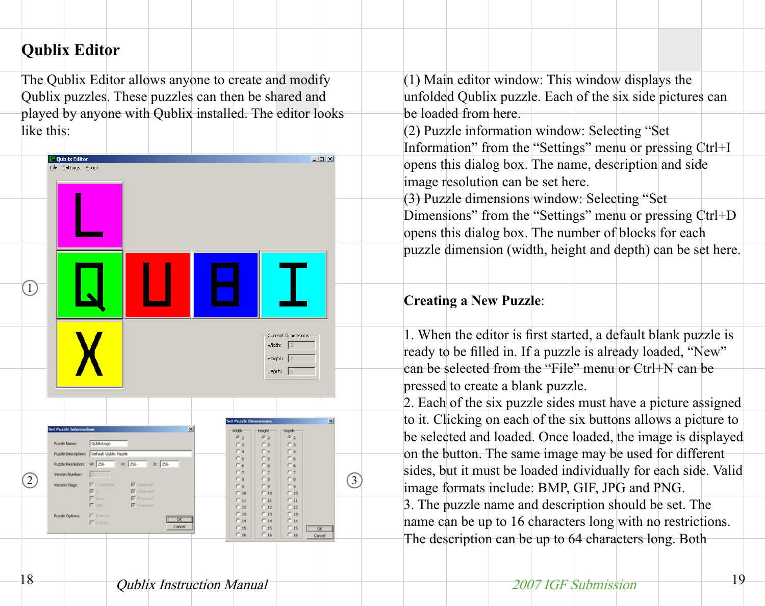## Qublix Editor

The Qublix Editor allows anyone to create and modify Qublix puzzles. These puzzles can then be shared and played by anyone with Qublix installed. The editor looks like this:

(1) Main editor window: This window displays the unfolded Qublix puzzle. Each of the six side pictures can be loaded from here.
(2) Puzzle information window: Selecting “Set Information” from the “Settings” menu or pressing Ctrl+I opens this dialog box. The name, description and side image resolution can be set here.
(3) Puzzle dimensions window: Selecting “Set Dimensions” from the “Settings” menu or pressing Ctrl+D opens this dialog box. The number of blocks for each puzzle dimension (width, height and depth) can be set here.

**Creating a New Puzzle**:

1. When the editor is first started, a default blank puzzle is ready to be filled in. If a puzzle is already loaded, “New” can be selected from the “File” menu or Ctrl+N can be pressed to create a blank puzzle.
2. Each of the six puzzle sides must have a picture assigned to it. Clicking on each of the six buttons allows a picture to be selected and loaded. Once loaded, the image is displayed on the button. The same image may be used for different sides, but it must be loaded individually for each side. Valid image formats include: BMP, GIF, JPG and PNG.
3. The puzzle name and description should be set. The name can be up to 16 characters long with no restrictions. The description can be up to 64 characters long. Both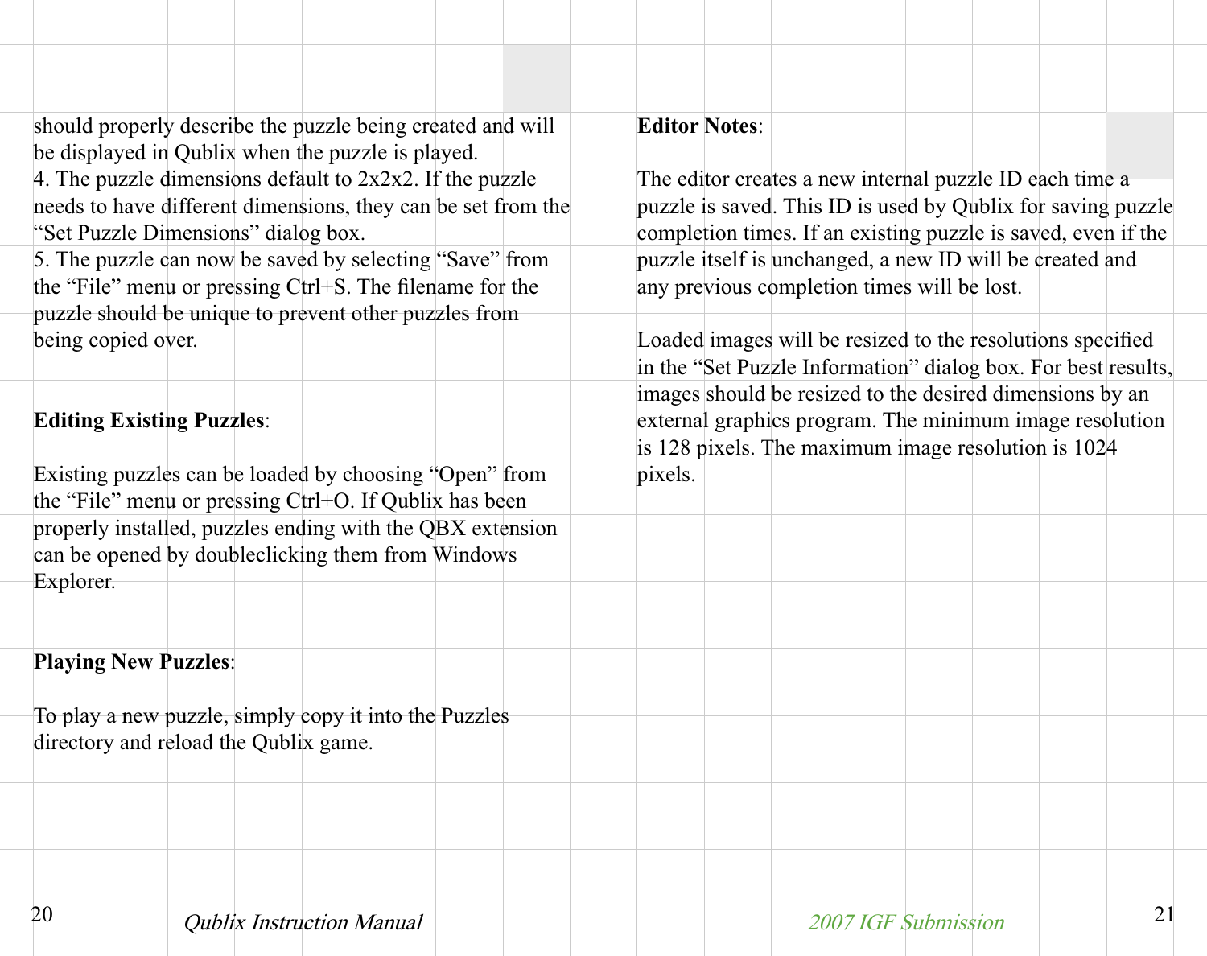should properly describe the puzzle being created and will be displayed in Qublix when the puzzle is played.

4. The puzzle dimensions default to 2x2x2. If the puzzle needs to have different dimensions, they can be set from the "Set Puzzle Dimensions" dialog box.

5. The puzzle can now be saved by selecting "Save" from the "File" menu or pressing Ctrl+S. The filename for the puzzle should be unique to prevent other puzzles from being copied over.

**Editing Existing Puzzles**:

Existing puzzles can be loaded by choosing "Open" from the "File" menu or pressing Ctrl+O. If Qublix has been properly installed, puzzles ending with the QBX extension can be opened by doubleclicking them from Windows Explorer.

**Playing New Puzzles**:

To play a new puzzle, simply copy it into the Puzzles directory and reload the Qublix game.

**Editor Notes**:

The editor creates a new internal puzzle ID each time a puzzle is saved. This ID is used by Qublix for saving puzzle completion times. If an existing puzzle is saved, even if the puzzle itself is unchanged, a new ID will be created and any previous completion times will be lost.

Loaded images will be resized to the resolutions specified in the "Set Puzzle Information" dialog box. For best results, images should be resized to the desired dimensions by an external graphics program. The minimum image resolution is 128 pixels. The maximum image resolution is 1024 pixels.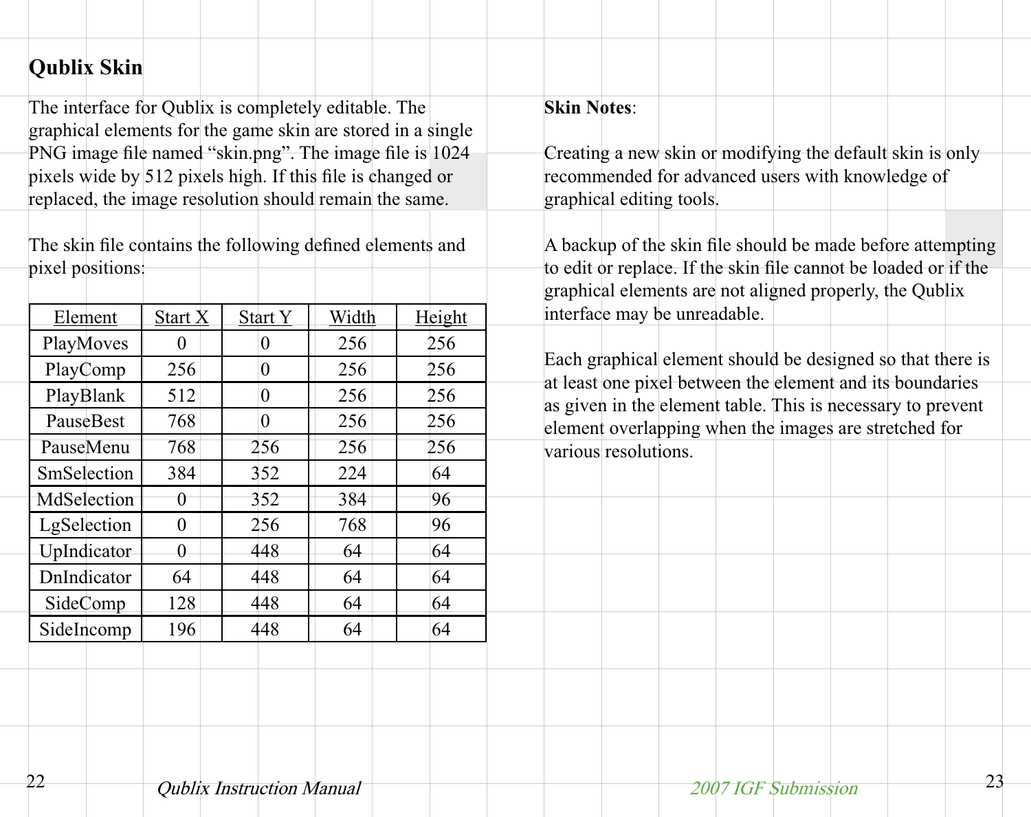## Qublix Skin

The interface for Qublix is completely editable. The graphical elements for the game skin are stored in a single PNG image file named “skin.png”. The image file is 1024 pixels wide by 512 pixels high. If this file is changed or replaced, the image resolution should remain the same.

The skin file contains the following defined elements and pixel positions:

| Element | Start X | Start Y | Width | Height |
|---|---|---|---|---|
| PlayMoves | 0 | 0 | 256 | 256 |
| PlayComp | 256 | 0 | 256 | 256 |
| PlayBlank | 512 | 0 | 256 | 256 |
| PauseBest | 768 | 0 | 256 | 256 |
| PauseMenu | 768 | 256 | 256 | 256 |
| SmSelection | 384 | 352 | 224 | 64 |
| MdSelection | 0 | 352 | 384 | 96 |
| LgSelection | 0 | 256 | 768 | 96 |
| UpIndicator | 0 | 448 | 64 | 64 |
| DnIndicator | 64 | 448 | 64 | 64 |
| SideComp | 128 | 448 | 64 | 64 |
| SideIncomp | 196 | 448 | 64 | 64 |

**Skin Notes**:

Creating a new skin or modifying the default skin is only recommended for advanced users with knowledge of graphical editing tools.

A backup of the skin file should be made before attempting to edit or replace. If the skin file cannot be loaded or if the graphical elements are not aligned properly, the Qublix interface may be unreadable.

Each graphical element should be designed so that there is at least one pixel between the element and its boundaries as given in the element table. This is necessary to prevent element overlapping when the images are stretched for various resolutions.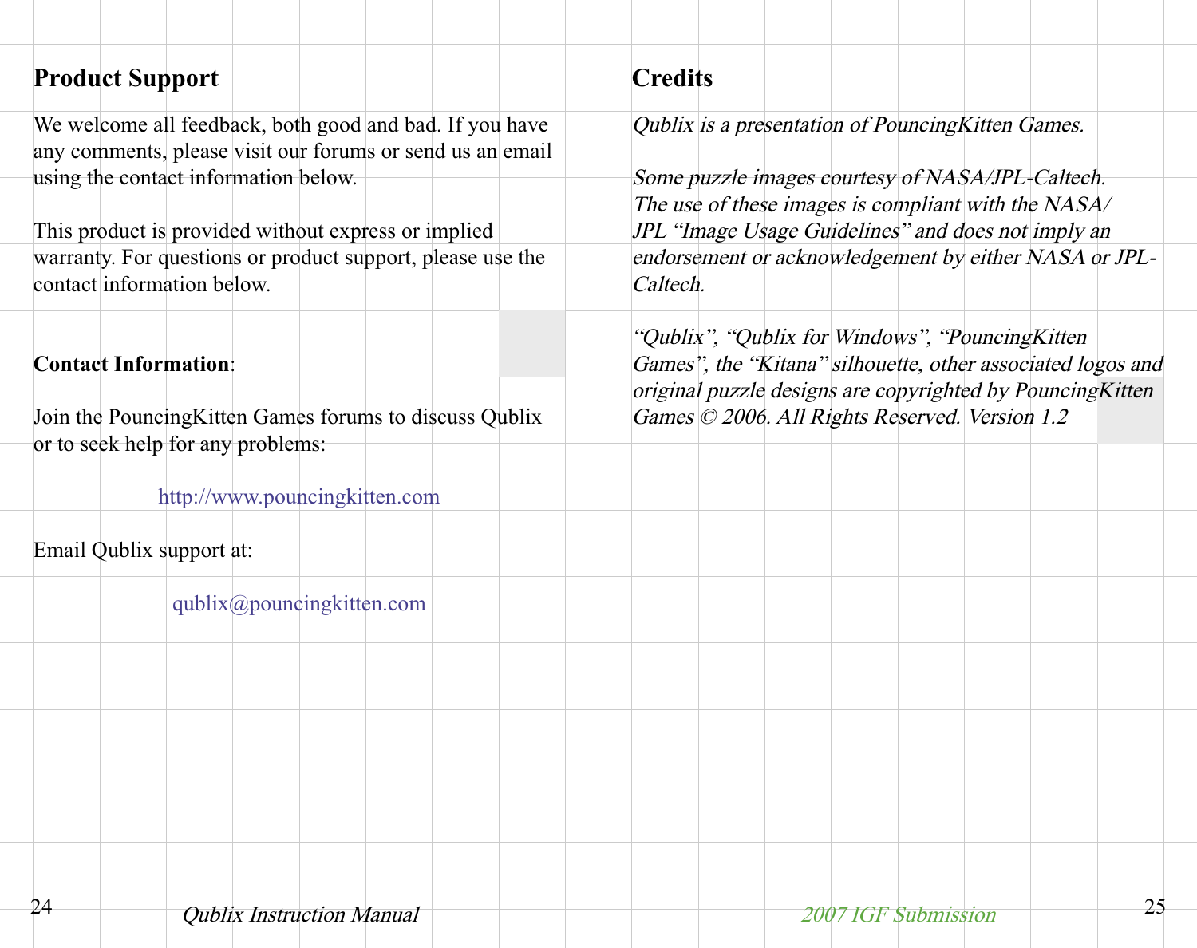## Product Support

We welcome all feedback, both good and bad. If you have any comments, please visit our forums or send us an email using the contact information below.

This product is provided without express or implied warranty. For questions or product support, please use the contact information below.

**Contact Information**:

Join the PouncingKitten Games forums to discuss Qublix or to seek help for any problems:

http://www.pouncingkitten.com

Email Qublix support at:

qublix@pouncingkitten.com

## Credits

*Qublix is a presentation of PouncingKitten Games.*

*Some puzzle images courtesy of NASA/JPL-Caltech. The use of these images is compliant with the NASA/JPL "Image Usage Guidelines" and does not imply an endorsement or acknowledgement by either NASA or JPL-Caltech.*

*"Qublix", "Qublix for Windows", "PouncingKitten Games", the "Kitana" silhouette, other associated logos and original puzzle designs are copyrighted by PouncingKitten Games © 2006. All Rights Reserved. Version 1.2*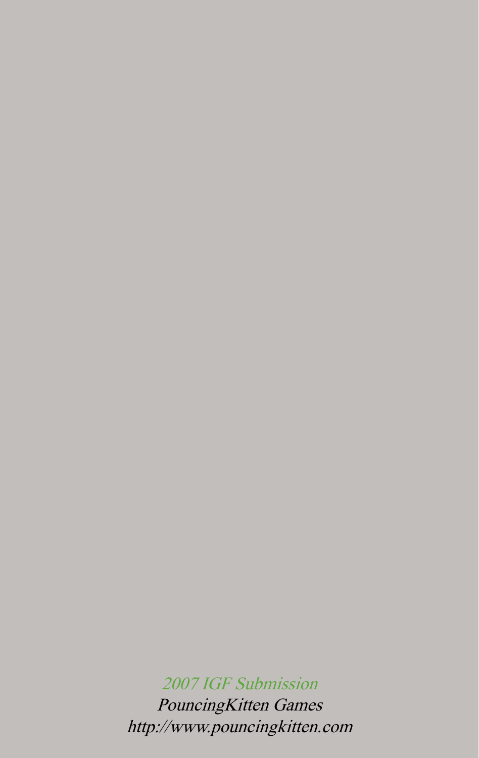*2007 IGF Submission*

*PouncingKitten Games*

*http://www.pouncingkitten.com*